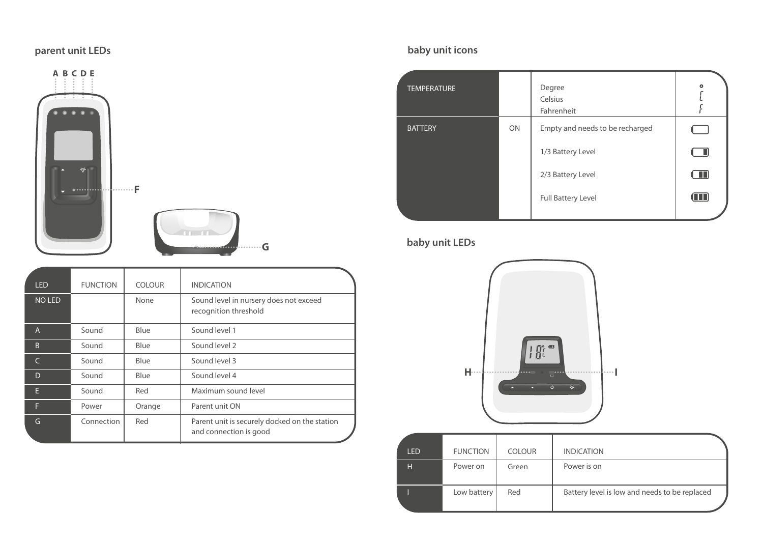## parent unit LEDs

| LED | FUNCTION | COLOUR | INDICATION |
|---|---|---|---|
| NO LED | | None | Sound level in nursery does not exceed recognition threshold |
| A | Sound | Blue | Sound level 1 |
| B | Sound | Blue | Sound level 2 |
| C | Sound | Blue | Sound level 3 |
| D | Sound | Blue | Sound level 4 |
| E | Sound | Red | Maximum sound level |
| F | Power | Orange | Parent unit ON |
| G | Connection | Red | Parent unit is securely docked on the station and connection is good |

## baby unit icons

| | | | |
|---|---|---|---|
| TEMPERATURE | | Degree<br>Celsius<br>Fahrenheit | |
| BATTERY | ON | Empty and needs to be recharged | |
| | | 1/3 Battery Level | |
| | | 2/3 Battery Level | |
| | | Full Battery Level | |

## baby unit LEDs

| LED | FUNCTION | COLOUR | INDICATION |
|---|---|---|---|
| H | Power on | Green | Power is on |
| I | Low battery | Red | Battery level is low and needs to be replaced |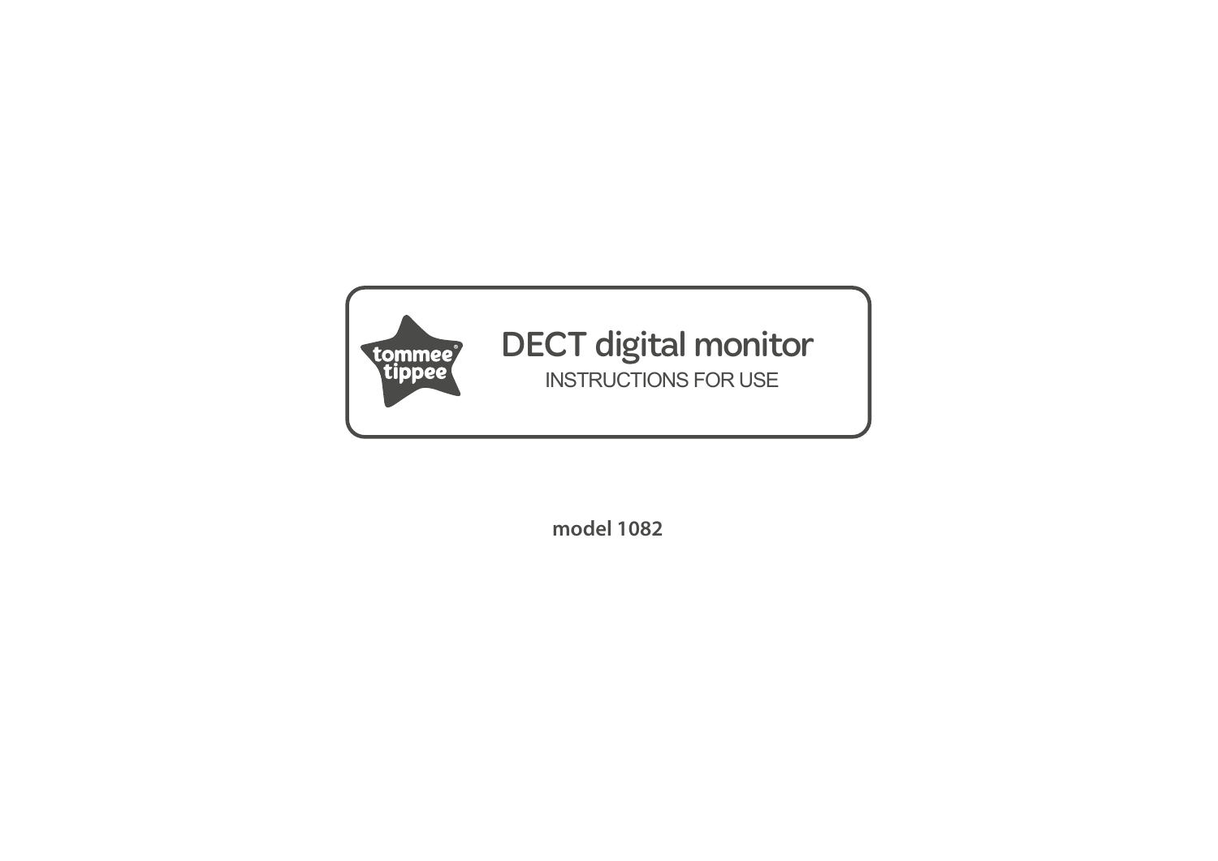tommee tippee

# DECT digital monitor

INSTRUCTIONS FOR USE

**model 1082**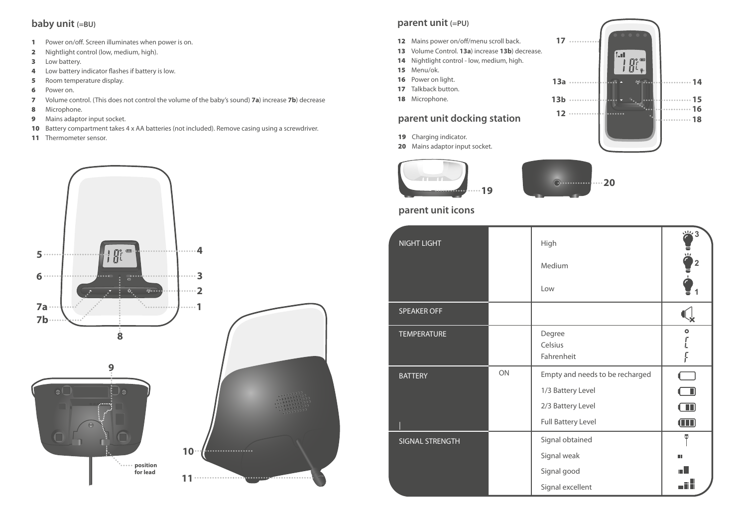## baby unit (=BU)

1 Power on/off. Screen illuminates when power is on.
2 Nightlight control (low, medium, high).
3 Low battery.
4 Low battery indicator flashes if battery is low.
5 Room temperature display.
6 Power on.
7 Volume control. (This does not control the volume of the baby's sound) **7a**) increase **7b**) decrease
8 Microphone.
9 Mains adaptor input socket.
10 Battery compartment takes 4 x AA batteries (not included). Remove casing using a screwdriver.
11 Thermometer sensor.

position for lead

## parent unit (=PU)

12 Mains power on/off/menu scroll back.
13 Volume Control. **13a**) increase **13b**) decrease.
14 Nightlight control - low, medium, high.
15 Menu/ok.
16 Power on light.
17 Talkback button.
18 Microphone.

## parent unit docking station

19 Charging indicator.
20 Mains adaptor input socket.

## parent unit icons

| | | | |
|---|---|---|---|
| NIGHT LIGHT | | High | 3 |
| | | Medium | 2 |
| | | Low | 1 |
| SPEAKER OFF | | | |
| TEMPERATURE | | Degree | |
| | | Celsius | |
| | | Fahrenheit | |
| BATTERY | ON | Empty and needs to be recharged | |
| | | 1/3 Battery Level | |
| | | 2/3 Battery Level | |
| | | Full Battery Level | |
| SIGNAL STRENGTH | | Signal obtained | |
| | | Signal weak | |
| | | Signal good | |
| | | Signal excellent | |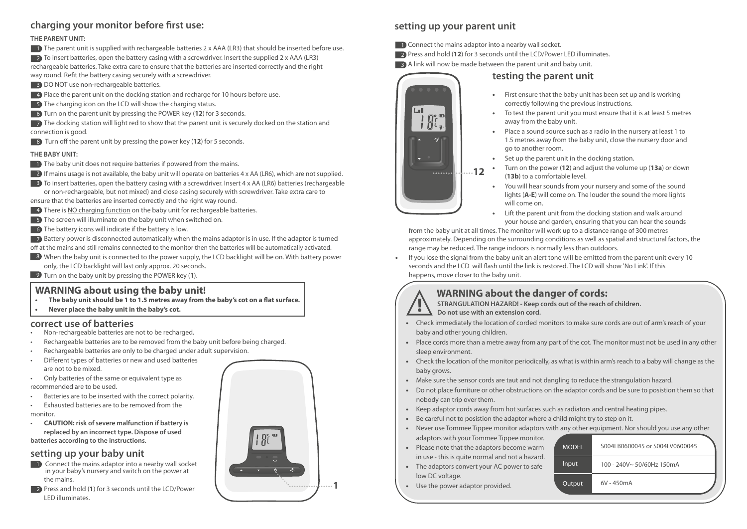## charging your monitor before first use:

**THE PARENT UNIT:**

1. The parent unit is supplied with rechargeable batteries 2 x AAA (LR3) that should be inserted before use.
2. To insert batteries, open the battery casing with a screwdriver. Insert the supplied 2 x AAA (LR3) rechargeable batteries. Take extra care to ensure that the batteries are inserted correctly and the right way round. Refit the battery casing securely with a screwdriver.
3. DO NOT use non-rechargeable batteries.
4. Place the parent unit on the docking station and recharge for 10 hours before use.
5. The charging icon on the LCD will show the charging status.
6. Turn on the parent unit by pressing the POWER key (**12**) for 3 seconds.
7. The docking station will light red to show that the parent unit is securely docked on the station and connection is good.
8. Turn off the parent unit by pressing the power key (**12**) for 5 seconds.

**THE BABY UNIT:**

1. The baby unit does not require batteries if powered from the mains.
2. If mains usage is not available, the baby unit will operate on batteries 4 x AA (LR6), which are not supplied.
3. To insert batteries, open the battery casing with a screwdriver. Insert 4 x AA (LR6) batteries (rechargeable or non-rechargeable, but not mixed) and close casing securely with screwdriver. Take extra care to ensure that the batteries are inserted correctly and the right way round.
4. There is NO charging function on the baby unit for rechargeable batteries.
5. The screen will illuminate on the baby unit when switched on.
6. The battery icons will indicate if the battery is low.
7. Battery power is disconnected automatically when the mains adaptor is in use. If the adaptor is turned off at the mains and still remains connected to the monitor then the batteries will be automatically activated.
8. When the baby unit is connected to the power supply, the LCD backlight will be on. With battery power only, the LCD backlight will last only approx. 20 seconds.
9. Turn on the baby unit by pressing the POWER key (**1**).

## WARNING about using the baby unit!

- **The baby unit should be 1 to 1.5 metres away from the baby's cot on a flat surface.**
- **Never place the baby unit in the baby's cot.**

## correct use of batteries

- Non-rechargeable batteries are not to be recharged.
- Rechargeable batteries are to be removed from the baby unit before being charged.
- Rechargeable batteries are only to be charged under adult supervision.
- Different types of batteries or new and used batteries are not to be mixed.
- Only batteries of the same or equivalent type as recommended are to be used.
- Batteries are to be inserted with the correct polarity.
- Exhausted batteries are to be removed from the monitor.
- **CAUTION: risk of severe malfunction if battery is replaced by an incorrect type. Dispose of used batteries according to the instructions.**

## setting up your baby unit

1. Connect the mains adaptor into a nearby wall socket in your baby's nursery and switch on the power at the mains.
2. Press and hold (**1**) for 3 seconds until the LCD/Power LED illuminates.

## setting up your parent unit

1. Connect the mains adaptor into a nearby wall socket.
2. Press and hold (**12**) for 3 seconds until the LCD/Power LED illuminates.
3. A link will now be made between the parent unit and baby unit.

## testing the parent unit

- First ensure that the baby unit has been set up and is working correctly following the previous instructions.
- To test the parent unit you must ensure that it is at least 5 metres away from the baby unit.
- Place a sound source such as a radio in the nursery at least 1 to 1.5 metres away from the baby unit, close the nursery door and go to another room.
- Set up the parent unit in the docking station.
- Turn on the power (**12**) and adjust the volume up (**13a**) or down (**13b**) to a comfortable level.
- You will hear sounds from your nursery and some of the sound lights (**A-E**) will come on. The louder the sound the more lights will come on.
- Lift the parent unit from the docking station and walk around your house and garden, ensuring that you can hear the sounds from the baby unit at all times. The monitor will work up to a distance range of 300 metres approximately. Depending on the surrounding conditions as well as spatial and structural factors, the range may be reduced. The range indoors is normally less than outdoors.
- If you lose the signal from the baby unit an alert tone will be emitted from the parent unit every 10 seconds and the LCD will flash until the link is restored. The LCD will show 'No Link'. If this happens, move closer to the baby unit.

## WARNING about the danger of cords:

**STRANGULATION HAZARD! - Keep cords out of the reach of children.**
**Do not use with an extension cord.**

- Check immediately the location of corded monitors to make sure cords are out of arm's reach of your baby and other young children.
- Place cords more than a metre away from any part of the cot. The monitor must not be used in any other sleep environment.
- Check the location of the monitor periodically, as what is within arm's reach to a baby will change as the baby grows.
- Make sure the sensor cords are taut and not dangling to reduce the strangulation hazard.
- Do not place furniture or other obstructions on the adaptor cords and be sure to posistion them so that nobody can trip over them.
- Keep adaptor cords away from hot surfaces such as radiators and central heating pipes.
- Be careful not to posistion the adaptor where a child might try to step on it.
- Never use Tommee Tippee monitor adaptors with any other equipment. Nor should you use any other adaptors with your Tommee Tippee monitor.
- Please note that the adaptors become warm in use - this is quite normal and not a hazard.
- The adaptors convert your AC power to safe low DC voltage.
- Use the power adaptor provided.

| MODEL | S004LB0600045 or S004LV0600045 |
|---|---|
| Input | 100 - 240V~ 50/60Hz 150mA |
| Output | 6V - 450mA |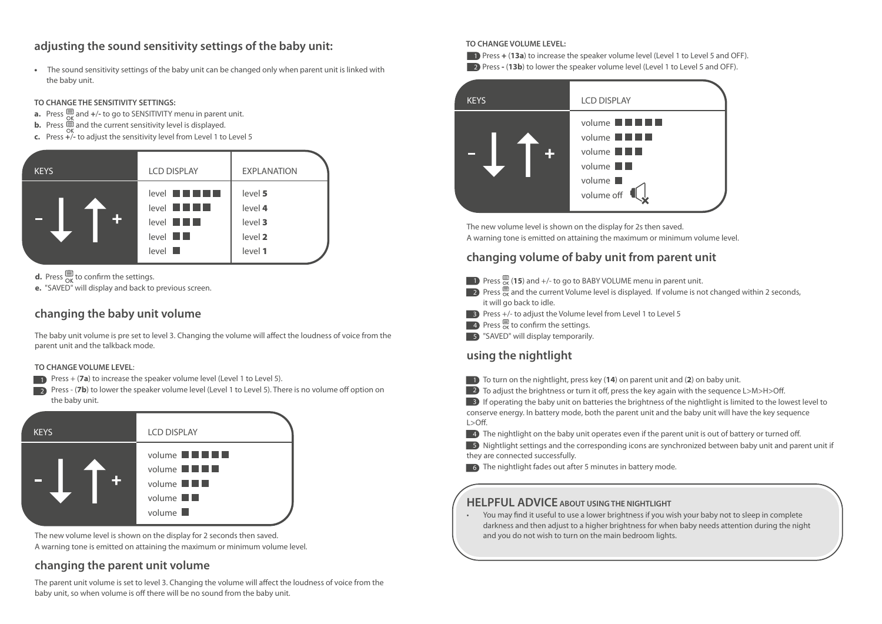## adjusting the sound sensitivity settings of the baby unit:

- The sound sensitivity settings of the baby unit can be changed only when parent unit is linked with the baby unit.

**TO CHANGE THE SENSITIVITY SETTINGS:**

**a.** Press OK and **+/-** to go to SENSITIVITY menu in parent unit.
**b.** Press OK and the current sensitivity level is displayed.
**c.** Press +/- to adjust the sensitivity level from Level 1 to Level 5

| KEYS | LCD DISPLAY | EXPLANATION |
|---|---|---|
| - ↓ ↑ + | level ■■■■■ | level **5** |
| | level ■■■■ | level **4** |
| | level ■■■ | level **3** |
| | level ■■ | level **2** |
| | level ■ | level **1** |

**d.** Press OK to confirm the settings.
**e.** "SAVED" will display and back to previous screen.

## changing the baby unit volume

The baby unit volume is pre set to level 3. Changing the volume will affect the loudness of voice from the parent unit and the talkback mode.

**TO CHANGE VOLUME LEVEL**:

1. Press + (**7a**) to increase the speaker volume level (Level 1 to Level 5).
2. Press - (**7b**) to lower the speaker volume level (Level 1 to Level 5). There is no volume off option on the baby unit.

| KEYS | LCD DISPLAY |
|---|---|
| - ↓ ↑ + | volume ■■■■■ |
| | volume ■■■■ |
| | volume ■■■ |
| | volume ■■ |
| | volume ■ |

The new volume level is shown on the display for 2 seconds then saved.
A warning tone is emitted on attaining the maximum or minimum volume level.

## changing the parent unit volume

The parent unit volume is set to level 3. Changing the volume will affect the loudness of voice from the baby unit, so when volume is off there will be no sound from the baby unit.

**TO CHANGE VOLUME LEVEL:**

1. Press **+** (**13a**) to increase the speaker volume level (Level 1 to Level 5 and OFF).
2. Press **-** (**13b**) to lower the speaker volume level (Level 1 to Level 5 and OFF).

| KEYS | LCD DISPLAY |
|---|---|
| - ↓ ↑ + | volume ■■■■■ |
| | volume ■■■■ |
| | volume ■■■ |
| | volume ■■ |
| | volume ■ |
| | volume off |

The new volume level is shown on the display for 2s then saved.
A warning tone is emitted on attaining the maximum or minimum volume level.

## changing volume of baby unit from parent unit

1. Press OK (**15**) and +/- to go to BABY VOLUME menu in parent unit.
2. Press OK and the current Volume level is displayed. If volume is not changed within 2 seconds, it will go back to idle.
3. Press +/- to adjust the Volume level from Level 1 to Level 5
4. Press OK to confirm the settings.
5. "SAVED" will display temporarily.

## using the nightlight

1. To turn on the nightlight, press key (**14**) on parent unit and (**2**) on baby unit.
2. To adjust the brightness or turn it off, press the key again with the sequence L>M>H>Off.
3. If operating the baby unit on batteries the brightness of the nightlight is limited to the lowest level to conserve energy. In battery mode, both the parent unit and the baby unit will have the key sequence L>Off.
4. The nightlight on the baby unit operates even if the parent unit is out of battery or turned off.
5. Nightlight settings and the corresponding icons are synchronized between baby unit and parent unit if they are connected successfully.
6. The nightlight fades out after 5 minutes in battery mode.

**HELPFUL ADVICE** ABOUT USING THE NIGHTLIGHT

- You may find it useful to use a lower brightness if you wish your baby not to sleep in complete darkness and then adjust to a higher brightness for when baby needs attention during the night and you do not wish to turn on the main bedroom lights.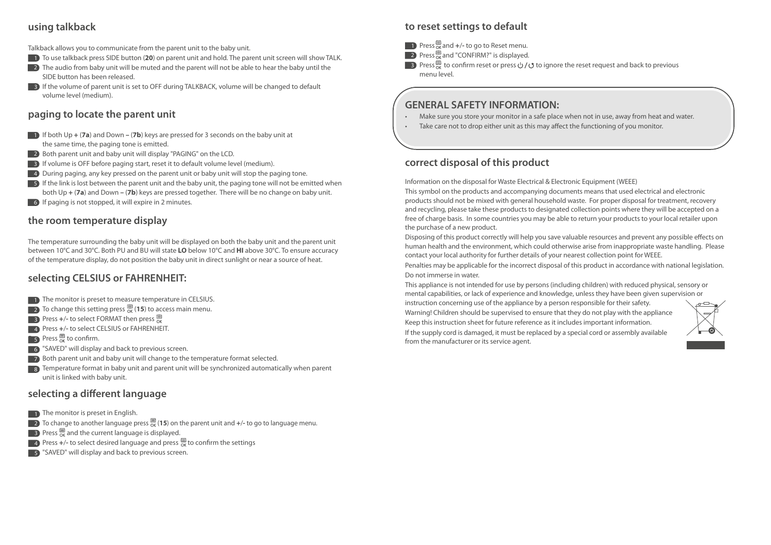## using talkback

Talkback allows you to communicate from the parent unit to the baby unit.

1. To use talkback press SIDE button (**20**) on parent unit and hold. The parent unit screen will show TALK.
2. The audio from baby unit will be muted and the parent will not be able to hear the baby until the SIDE button has been released.
3. If the volume of parent unit is set to OFF during TALKBACK, volume will be changed to default volume level (medium).

## paging to locate the parent unit

1. If both Up **+** (**7a**) and Down **–** (**7b**) keys are pressed for 3 seconds on the baby unit at the same time, the paging tone is emitted.
2. Both parent unit and baby unit will display "PAGING" on the LCD.
3. If volume is OFF before paging start, reset it to default volume level (medium).
4. During paging, any key pressed on the parent unit or baby unit will stop the paging tone.
5. If the link is lost between the parent unit and the baby unit, the paging tone will not be emitted when both Up **+** (**7a**) and Down **–** (**7b**) keys are pressed together. There will be no change on baby unit.
6. If paging is not stopped, it will expire in 2 minutes.

## the room temperature display

The temperature surrounding the baby unit will be displayed on both the baby unit and the parent unit between 10°C and 30°C. Both PU and BU will state **LO** below 10°C and **HI** above 30°C. To ensure accuracy of the temperature display, do not position the baby unit in direct sunlight or near a source of heat.

## selecting CELSIUS or FAHRENHEIT:

1. The monitor is preset to measure temperature in CELSIUS.
2. To change this setting press OK (**15**) to access main menu.
3. Press **+/-** to select FORMAT then press OK
4. Press **+/-** to select CELSIUS or FAHRENHEIT.
5. Press OK to confirm.
6. "SAVED" will display and back to previous screen.
7. Both parent unit and baby unit will change to the temperature format selected.
8. Temperature format in baby unit and parent unit will be synchronized automatically when parent unit is linked with baby unit.

## selecting a different language

1. The monitor is preset in English.
2. To change to another language press OK (**15**) on the parent unit and **+/-** to go to language menu.
3. Press OK and the current language is displayed.
4. Press **+/-** to select desired language and press OK to confirm the settings
5. "SAVED" will display and back to previous screen.

## to reset settings to default

1. Press OK and **+/-** to go to Reset menu.
2. Press OK and "CONFIRM?" is displayed.
3. Press OK to confirm reset or press ⏻ / ↻ to ignore the reset request and back to previous menu level.

## GENERAL SAFETY INFORMATION:

- Make sure you store your monitor in a safe place when not in use, away from heat and water.
- Take care not to drop either unit as this may affect the functioning of you monitor.

## correct disposal of this product

Information on the disposal for Waste Electrical & Electronic Equipment (WEEE)

This symbol on the products and accompanying documents means that used electrical and electronic products should not be mixed with general household waste. For proper disposal for treatment, recovery and recycling, please take these products to designated collection points where they will be accepted on a free of charge basis. In some countries you may be able to return your products to your local retailer upon the purchase of a new product.

Disposing of this product correctly will help you save valuable resources and prevent any possible effects on human health and the environment, which could otherwise arise from inappropriate waste handling. Please contact your local authority for further details of your nearest collection point for WEEE.

Penalties may be applicable for the incorrect disposal of this product in accordance with national legislation.

Do not immerse in water.

This appliance is not intended for use by persons (including children) with reduced physical, sensory or mental capabilities, or lack of experience and knowledge, unless they have been given supervision or instruction concerning use of the appliance by a person responsible for their safety.

Warning! Children should be supervised to ensure that they do not play with the appliance

Keep this instruction sheet for future reference as it includes important information.

If the supply cord is damaged, it must be replaced by a special cord or assembly available from the manufacturer or its service agent.